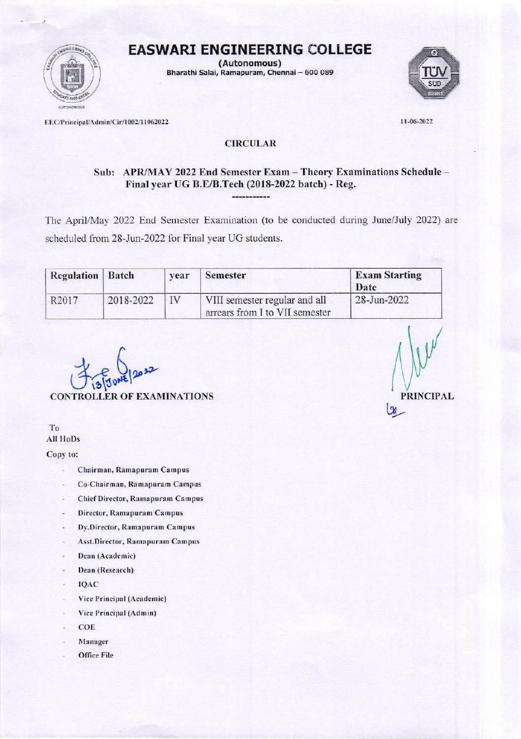# EASWARI ENGINEERING COLLEGE

(Autonomous)
Bharathi Salai, Ramapuram, Chennai – 600 089

EEC/Principal/Admin/Cir/1002/11062022

11-06-2022

## CIRCULAR

### Sub: APR/MAY 2022 End Semester Exam – Theory Examinations Schedule – Final year UG B.E/B.Tech (2018-2022 batch) - Reg.

-----------

The April/May 2022 End Semester Examination (to be conducted during June/July 2022) are scheduled from 28-Jun-2022 for Final year UG students.

| Regulation | Batch | year | Semester | Exam Starting Date |
|---|---|---|---|---|
| R2017 | 2018-2022 | IV | VIII semester regular and all arrears from I to VII semester | 28-Jun-2022 |

13/JUNE/2022

CONTROLLER OF EXAMINATIONS

PRINCIPAL

To
All HoDs

Copy to:

- Chairman, Ramapuram Campus
- Co-Chairman, Ramapuram Campus
- Chief Director, Ramapuram Campus
- Director, Ramapuram Campus
- Dy.Director, Ramapuram Campus
- Asst.Director, Ramapuram Campus
- Dean (Academic)
- Dean (Research)
- IQAC
- Vice Principal (Academic)
- Vice Principal (Admin)
- COE
- Manager
- Office File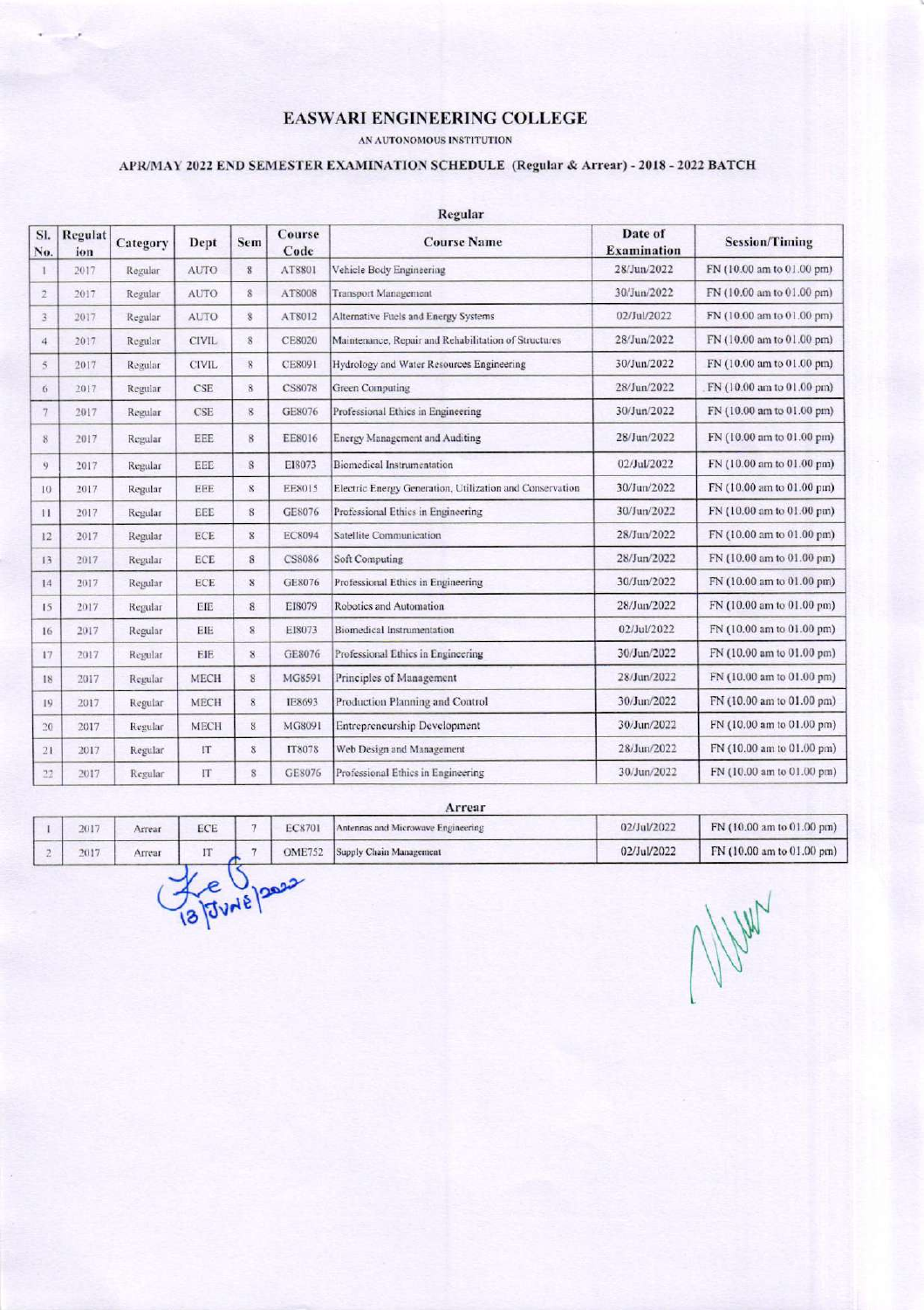# EASWARI ENGINEERING COLLEGE

AN AUTONOMOUS INSTITUTION

## APR/MAY 2022 END SEMESTER EXAMINATION SCHEDULE (Regular & Arrear) - 2018 - 2022 BATCH

### Regular

| Sl. No. | Regulation | Category | Dept | Sem | Course Code | Course Name | Date of Examination | Session/Timing |
|---|---|---|---|---|---|---|---|---|
| 1 | 2017 | Regular | AUTO | 8 | AT8801 | Vehicle Body Engineering | 28/Jun/2022 | FN (10.00 am to 01.00 pm) |
| 2 | 2017 | Regular | AUTO | 8 | AT8008 | Transport Management | 30/Jun/2022 | FN (10.00 am to 01.00 pm) |
| 3 | 2017 | Regular | AUTO | 8 | AT8012 | Alternative Fuels and Energy Systems | 02/Jul/2022 | FN (10.00 am to 01.00 pm) |
| 4 | 2017 | Regular | CIVIL | 8 | CE8020 | Maintenance, Repair and Rehabilitation of Structures | 28/Jun/2022 | FN (10.00 am to 01.00 pm) |
| 5 | 2017 | Regular | CIVIL | 8 | CE8091 | Hydrology and Water Resources Engineering | 30/Jun/2022 | FN (10.00 am to 01.00 pm) |
| 6 | 2017 | Regular | CSE | 8 | CS8078 | Green Computing | 28/Jun/2022 | FN (10.00 am to 01.00 pm) |
| 7 | 2017 | Regular | CSE | 8 | GE8076 | Professional Ethics in Engineering | 30/Jun/2022 | FN (10.00 am to 01.00 pm) |
| 8 | 2017 | Regular | EEE | 8 | EE8016 | Energy Management and Auditing | 28/Jun/2022 | FN (10.00 am to 01.00 pm) |
| 9 | 2017 | Regular | EEE | 8 | EI8073 | Biomedical Instrumentation | 02/Jul/2022 | FN (10.00 am to 01.00 pm) |
| 10 | 2017 | Regular | EEE | 8 | EE8015 | Electric Energy Generation, Utilization and Conservation | 30/Jun/2022 | FN (10.00 am to 01.00 pm) |
| 11 | 2017 | Regular | EEE | 8 | GE8076 | Professional Ethics in Engineering | 30/Jun/2022 | FN (10.00 am to 01.00 pm) |
| 12 | 2017 | Regular | ECE | 8 | EC8094 | Satellite Communication | 28/Jun/2022 | FN (10.00 am to 01.00 pm) |
| 13 | 2017 | Regular | ECE | 8 | CS8086 | Soft Computing | 28/Jun/2022 | FN (10.00 am to 01.00 pm) |
| 14 | 2017 | Regular | ECE | 8 | GE8076 | Professional Ethics in Engineering | 30/Jun/2022 | FN (10.00 am to 01.00 pm) |
| 15 | 2017 | Regular | EIE | 8 | EI8079 | Robotics and Automation | 28/Jun/2022 | FN (10.00 am to 01.00 pm) |
| 16 | 2017 | Regular | EIE | 8 | EI8073 | Biomedical Instrumentation | 02/Jul/2022 | FN (10.00 am to 01.00 pm) |
| 17 | 2017 | Regular | EIE | 8 | GE8076 | Professional Ethics in Engineering | 30/Jun/2022 | FN (10.00 am to 01.00 pm) |
| 18 | 2017 | Regular | MECH | 8 | MG8591 | Principles of Management | 28/Jun/2022 | FN (10.00 am to 01.00 pm) |
| 19 | 2017 | Regular | MECH | 8 | IE8693 | Production Planning and Control | 30/Jun/2022 | FN (10.00 am to 01.00 pm) |
| 20 | 2017 | Regular | MECH | 8 | MG8091 | Entrepreneurship Development | 30/Jun/2022 | FN (10.00 am to 01.00 pm) |
| 21 | 2017 | Regular | IT | 8 | IT8078 | Web Design and Management | 28/Jun/2022 | FN (10.00 am to 01.00 pm) |
| 22 | 2017 | Regular | IT | 8 | GE8076 | Professional Ethics in Engineering | 30/Jun/2022 | FN (10.00 am to 01.00 pm) |

### Arrear

| Sl. No. | Regulation | Category | Dept | Sem | Course Code | Course Name | Date of Examination | Session/Timing |
|---|---|---|---|---|---|---|---|---|
| 1 | 2017 | Arrear | ECE | 7 | EC8701 | Antennas and Microwave Engineering | 02/Jul/2022 | FN (10.00 am to 01.00 pm) |
| 2 | 2017 | Arrear | IT | 7 | OME752 | Supply Chain Management | 02/Jul/2022 | FN (10.00 am to 01.00 pm) |

13 JUNE 2022